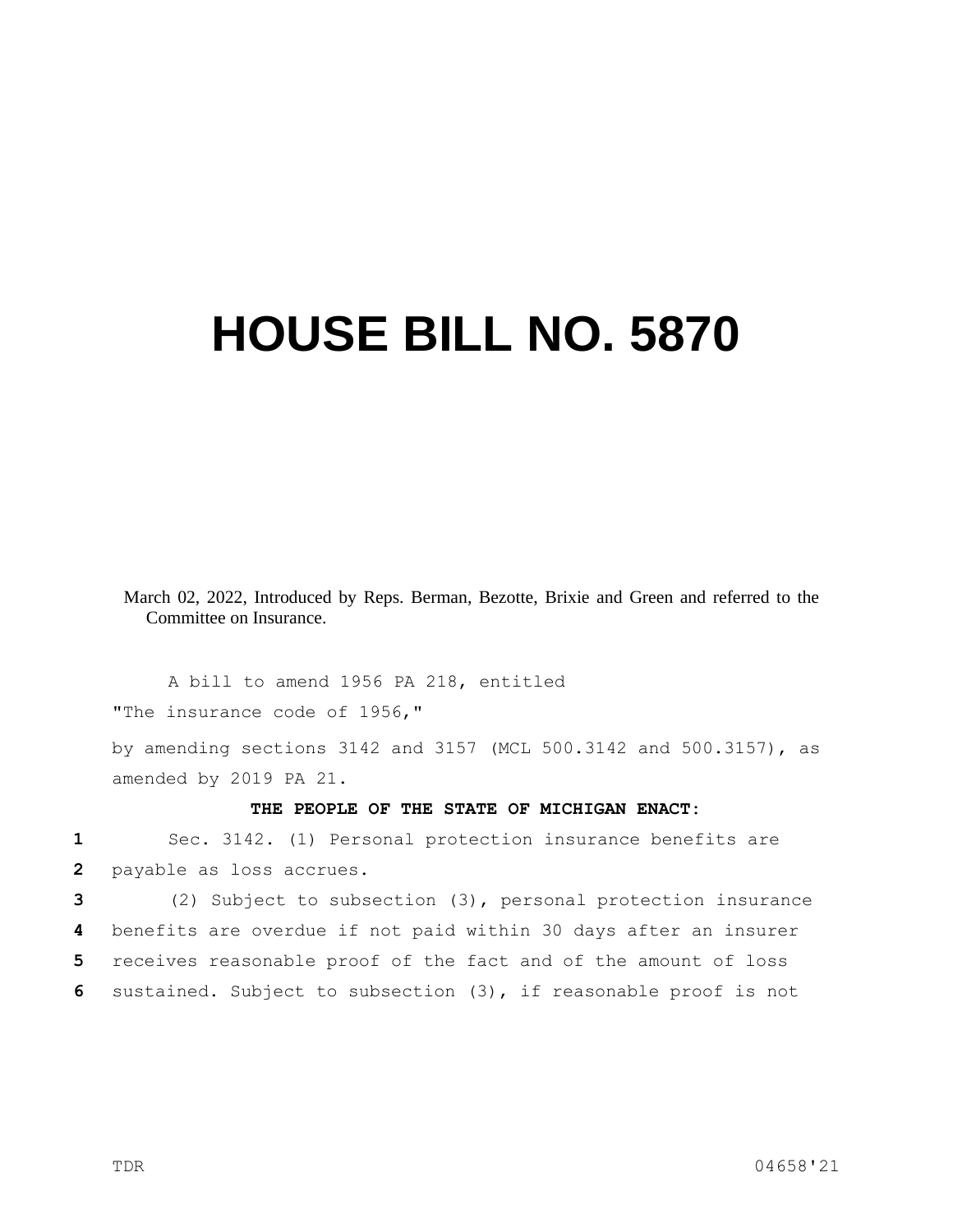# HOUSE BILL NO. 5870

March 02, 2022, Introduced by Reps. Berman, Bezotte, Brixie and Green and referred to the Committee on Insurance.

A bill to amend 1956 PA 218, entitled

"The insurance code of 1956,"

by amending sections 3142 and 3157 (MCL 500.3142 and 500.3157), as amended by 2019 PA 21.

**THE PEOPLE OF THE STATE OF MICHIGAN ENACT:**

Sec. 3142. (1) Personal protection insurance benefits are payable as loss accrues.

(2) Subject to subsection (3), personal protection insurance benefits are overdue if not paid within 30 days after an insurer receives reasonable proof of the fact and of the amount of loss sustained. Subject to subsection (3), if reasonable proof is not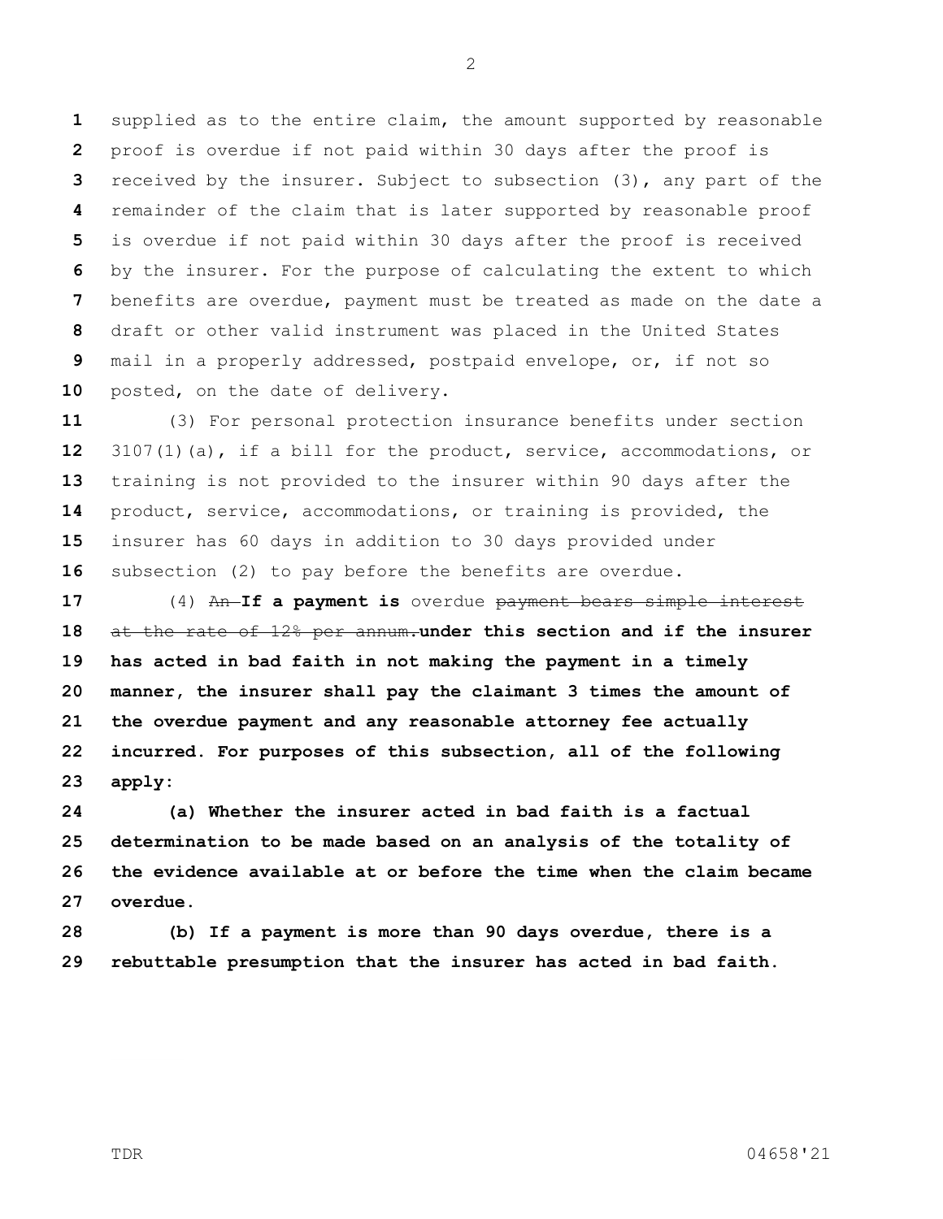supplied as to the entire claim, the amount supported by reasonable proof is overdue if not paid within 30 days after the proof is received by the insurer. Subject to subsection (3), any part of the remainder of the claim that is later supported by reasonable proof is overdue if not paid within 30 days after the proof is received by the insurer. For the purpose of calculating the extent to which benefits are overdue, payment must be treated as made on the date a draft or other valid instrument was placed in the United States mail in a properly addressed, postpaid envelope, or, if not so posted, on the date of delivery.

(3) For personal protection insurance benefits under section 3107(1)(a), if a bill for the product, service, accommodations, or training is not provided to the insurer within 90 days after the product, service, accommodations, or training is provided, the insurer has 60 days in addition to 30 days provided under subsection (2) to pay before the benefits are overdue.

(4) ~~An~~ **If a payment is** overdue ~~payment bears simple interest at the rate of 12% per annum.~~ **under this section and if the insurer has acted in bad faith in not making the payment in a timely manner, the insurer shall pay the claimant 3 times the amount of the overdue payment and any reasonable attorney fee actually incurred. For purposes of this subsection, all of the following apply:**

**(a) Whether the insurer acted in bad faith is a factual determination to be made based on an analysis of the totality of the evidence available at or before the time when the claim became overdue.**

**(b) If a payment is more than 90 days overdue, there is a rebuttable presumption that the insurer has acted in bad faith.**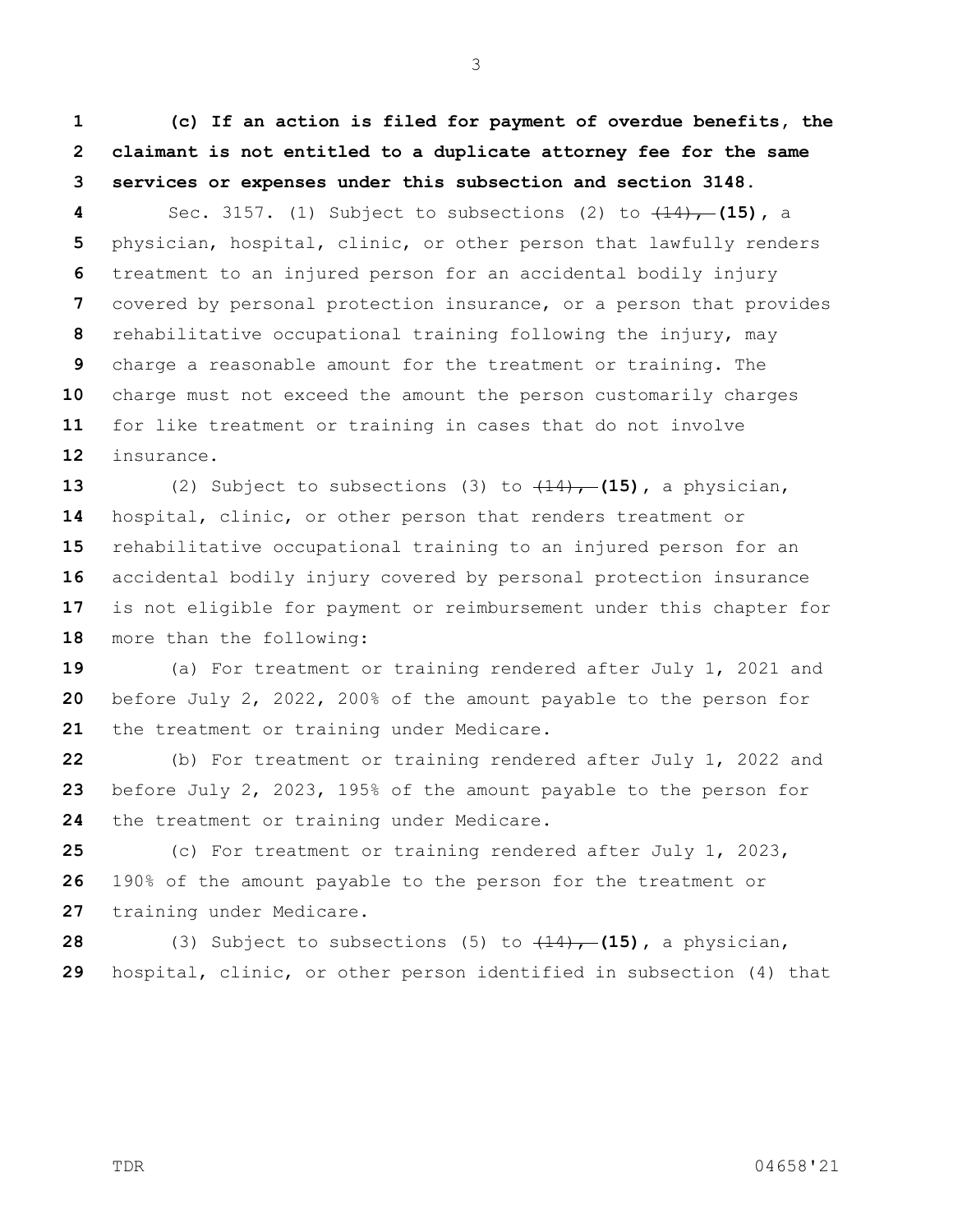**(c) If an action is filed for payment of overdue benefits, the claimant is not entitled to a duplicate attorney fee for the same services or expenses under this subsection and section 3148.**

Sec. 3157. (1) Subject to subsections (2) to ~~(14),~~ **(15)**, a physician, hospital, clinic, or other person that lawfully renders treatment to an injured person for an accidental bodily injury covered by personal protection insurance, or a person that provides rehabilitative occupational training following the injury, may charge a reasonable amount for the treatment or training. The charge must not exceed the amount the person customarily charges for like treatment or training in cases that do not involve insurance.

(2) Subject to subsections (3) to ~~(14),~~ **(15)**, a physician, hospital, clinic, or other person that renders treatment or rehabilitative occupational training to an injured person for an accidental bodily injury covered by personal protection insurance is not eligible for payment or reimbursement under this chapter for more than the following:

(a) For treatment or training rendered after July 1, 2021 and before July 2, 2022, 200% of the amount payable to the person for the treatment or training under Medicare.

(b) For treatment or training rendered after July 1, 2022 and before July 2, 2023, 195% of the amount payable to the person for the treatment or training under Medicare.

(c) For treatment or training rendered after July 1, 2023, 190% of the amount payable to the person for the treatment or training under Medicare.

(3) Subject to subsections (5) to ~~(14),~~ **(15)**, a physician, hospital, clinic, or other person identified in subsection (4) that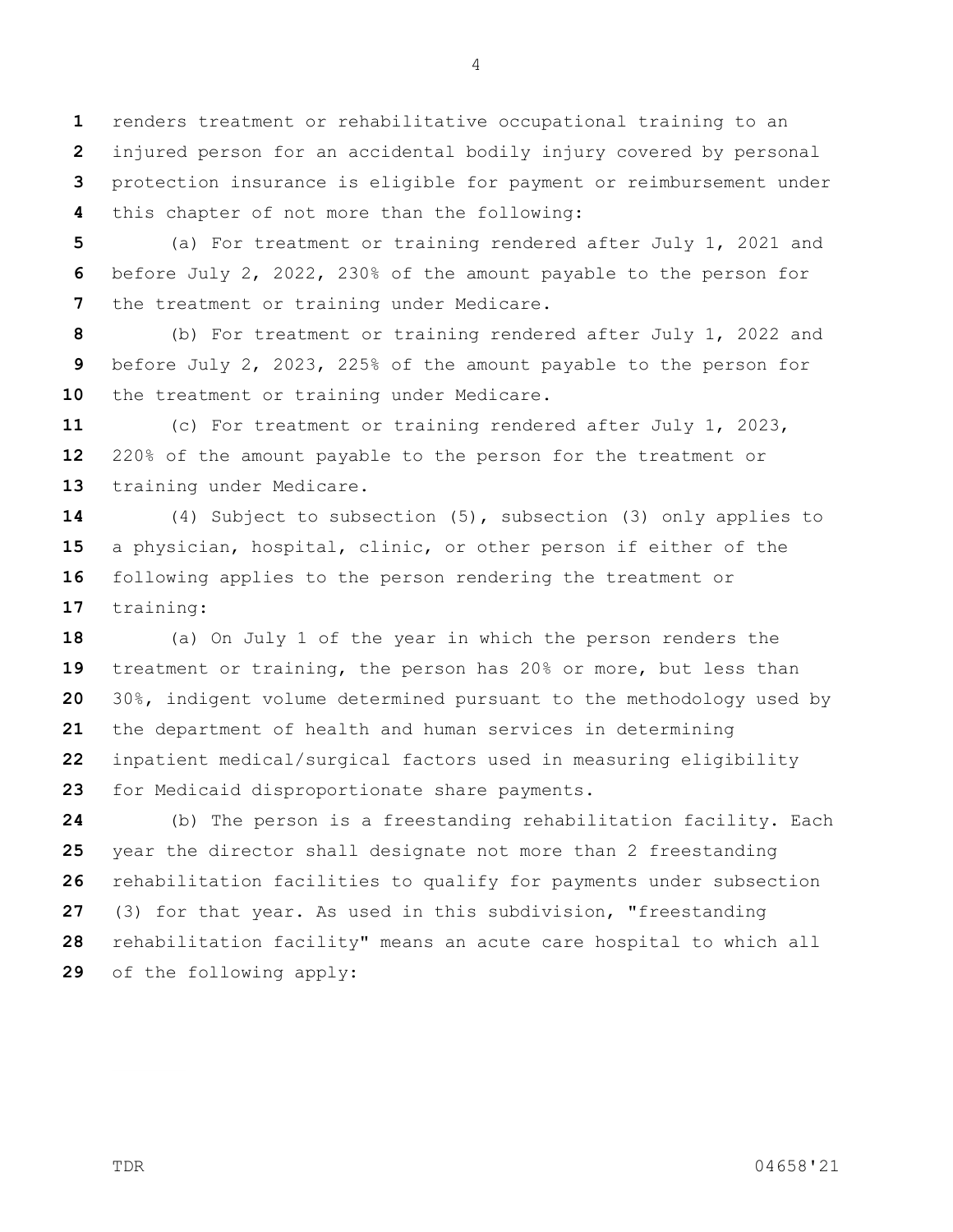renders treatment or rehabilitative occupational training to an injured person for an accidental bodily injury covered by personal protection insurance is eligible for payment or reimbursement under this chapter of not more than the following:

(a) For treatment or training rendered after July 1, 2021 and before July 2, 2022, 230% of the amount payable to the person for the treatment or training under Medicare.

(b) For treatment or training rendered after July 1, 2022 and before July 2, 2023, 225% of the amount payable to the person for the treatment or training under Medicare.

(c) For treatment or training rendered after July 1, 2023, 220% of the amount payable to the person for the treatment or training under Medicare.

(4) Subject to subsection (5), subsection (3) only applies to a physician, hospital, clinic, or other person if either of the following applies to the person rendering the treatment or training:

(a) On July 1 of the year in which the person renders the treatment or training, the person has 20% or more, but less than 30%, indigent volume determined pursuant to the methodology used by the department of health and human services in determining inpatient medical/surgical factors used in measuring eligibility for Medicaid disproportionate share payments.

(b) The person is a freestanding rehabilitation facility. Each year the director shall designate not more than 2 freestanding rehabilitation facilities to qualify for payments under subsection (3) for that year. As used in this subdivision, "freestanding rehabilitation facility" means an acute care hospital to which all of the following apply: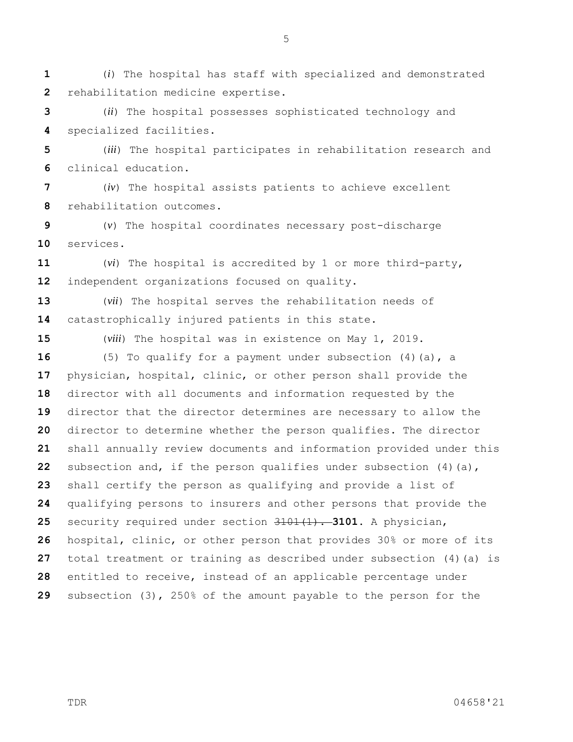(*i*) The hospital has staff with specialized and demonstrated rehabilitation medicine expertise.

(*ii*) The hospital possesses sophisticated technology and specialized facilities.

(*iii*) The hospital participates in rehabilitation research and clinical education.

(*iv*) The hospital assists patients to achieve excellent rehabilitation outcomes.

(*v*) The hospital coordinates necessary post-discharge services.

(*vi*) The hospital is accredited by 1 or more third-party, independent organizations focused on quality.

(*vii*) The hospital serves the rehabilitation needs of catastrophically injured patients in this state.

(*viii*) The hospital was in existence on May 1, 2019.

(5) To qualify for a payment under subsection (4)(a), a physician, hospital, clinic, or other person shall provide the director with all documents and information requested by the director that the director determines are necessary to allow the director to determine whether the person qualifies. The director shall annually review documents and information provided under this subsection and, if the person qualifies under subsection (4)(a), shall certify the person as qualifying and provide a list of qualifying persons to insurers and other persons that provide the security required under section ~~3101(1).~~ **3101.** A physician, hospital, clinic, or other person that provides 30% or more of its total treatment or training as described under subsection (4)(a) is entitled to receive, instead of an applicable percentage under subsection (3), 250% of the amount payable to the person for the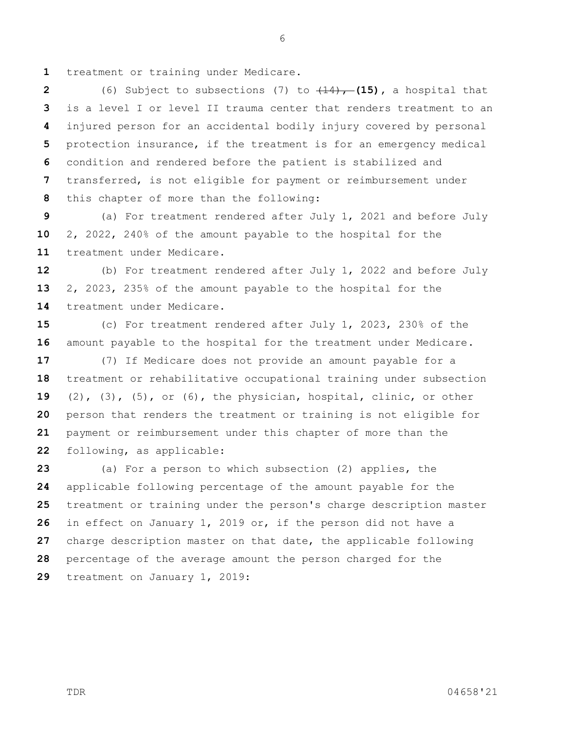treatment or training under Medicare.

(6) Subject to subsections (7) to ~~(14),~~ **(15)**, a hospital that is a level I or level II trauma center that renders treatment to an injured person for an accidental bodily injury covered by personal protection insurance, if the treatment is for an emergency medical condition and rendered before the patient is stabilized and transferred, is not eligible for payment or reimbursement under this chapter of more than the following:

(a) For treatment rendered after July 1, 2021 and before July 2, 2022, 240% of the amount payable to the hospital for the treatment under Medicare.

(b) For treatment rendered after July 1, 2022 and before July 2, 2023, 235% of the amount payable to the hospital for the treatment under Medicare.

(c) For treatment rendered after July 1, 2023, 230% of the amount payable to the hospital for the treatment under Medicare.

(7) If Medicare does not provide an amount payable for a treatment or rehabilitative occupational training under subsection (2), (3), (5), or (6), the physician, hospital, clinic, or other person that renders the treatment or training is not eligible for payment or reimbursement under this chapter of more than the following, as applicable:

(a) For a person to which subsection (2) applies, the applicable following percentage of the amount payable for the treatment or training under the person's charge description master in effect on January 1, 2019 or, if the person did not have a charge description master on that date, the applicable following percentage of the average amount the person charged for the treatment on January 1, 2019: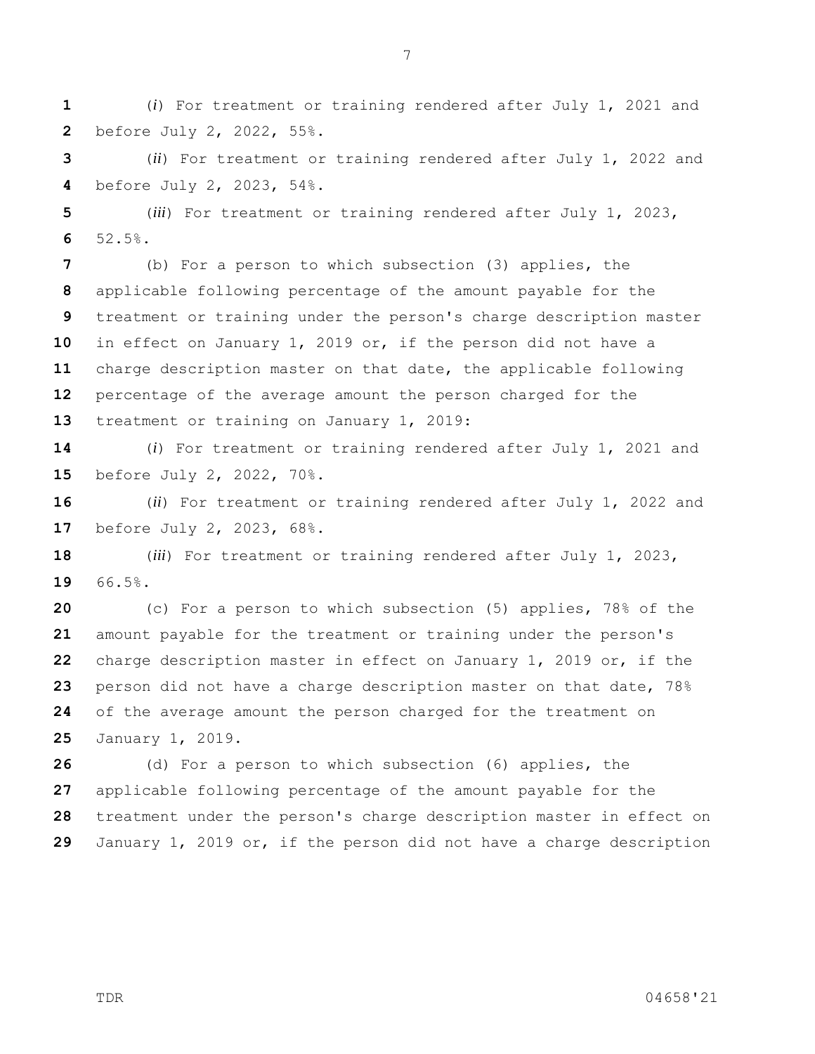(*i*) For treatment or training rendered after July 1, 2021 and before July 2, 2022, 55%.

(*ii*) For treatment or training rendered after July 1, 2022 and before July 2, 2023, 54%.

(*iii*) For treatment or training rendered after July 1, 2023, 52.5%.

(b) For a person to which subsection (3) applies, the applicable following percentage of the amount payable for the treatment or training under the person's charge description master in effect on January 1, 2019 or, if the person did not have a charge description master on that date, the applicable following percentage of the average amount the person charged for the treatment or training on January 1, 2019:

(*i*) For treatment or training rendered after July 1, 2021 and before July 2, 2022, 70%.

(*ii*) For treatment or training rendered after July 1, 2022 and before July 2, 2023, 68%.

(*iii*) For treatment or training rendered after July 1, 2023, 66.5%.

(c) For a person to which subsection (5) applies, 78% of the amount payable for the treatment or training under the person's charge description master in effect on January 1, 2019 or, if the person did not have a charge description master on that date, 78% of the average amount the person charged for the treatment on January 1, 2019.

(d) For a person to which subsection (6) applies, the applicable following percentage of the amount payable for the treatment under the person's charge description master in effect on January 1, 2019 or, if the person did not have a charge description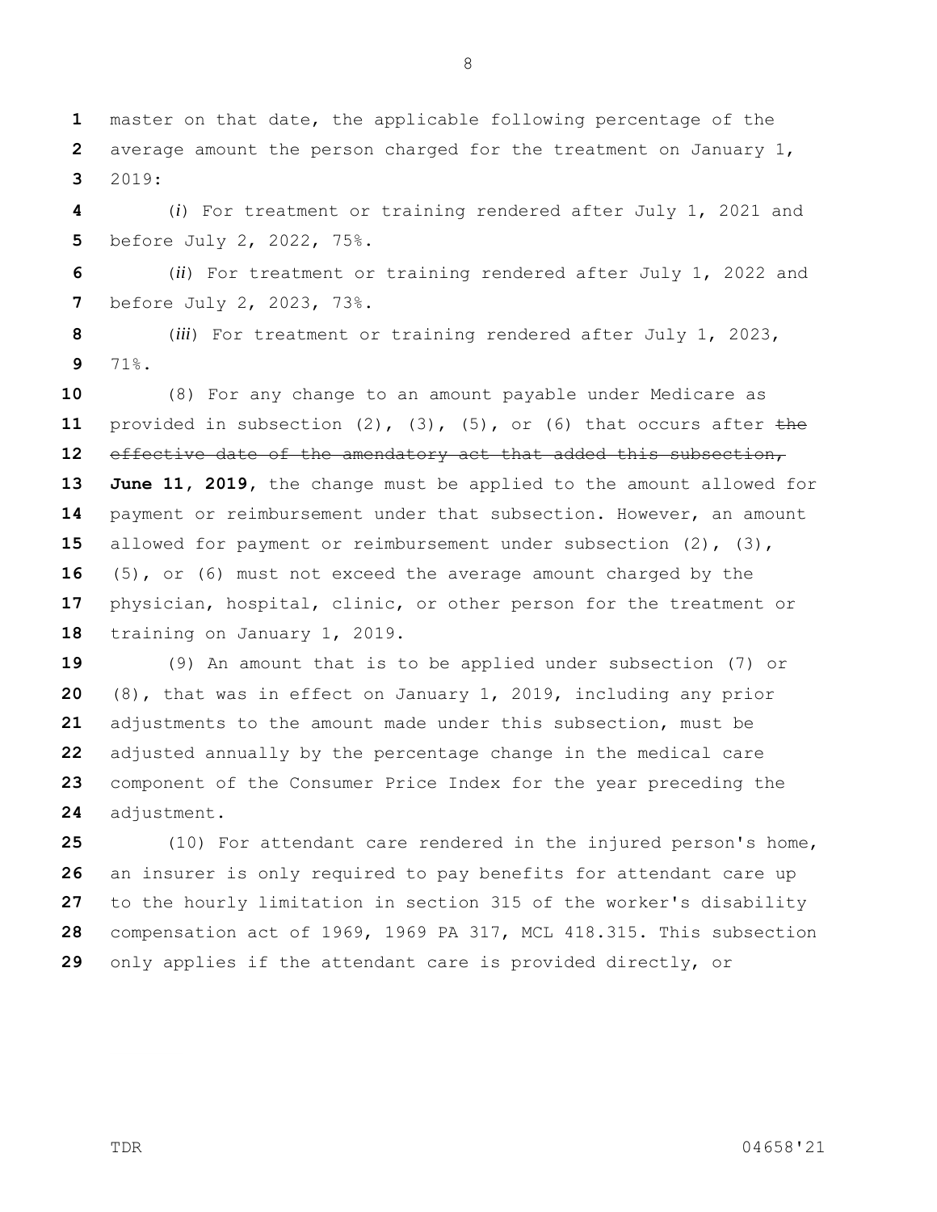master on that date, the applicable following percentage of the average amount the person charged for the treatment on January 1, 2019:

(*i*) For treatment or training rendered after July 1, 2021 and before July 2, 2022, 75%.

(*ii*) For treatment or training rendered after July 1, 2022 and before July 2, 2023, 73%.

(*iii*) For treatment or training rendered after July 1, 2023, 71%.

(8) For any change to an amount payable under Medicare as provided in subsection (2), (3), (5), or (6) that occurs after ~~the effective date of the amendatory act that added this subsection,~~ **June 11, 2019**, the change must be applied to the amount allowed for payment or reimbursement under that subsection. However, an amount allowed for payment or reimbursement under subsection (2), (3), (5), or (6) must not exceed the average amount charged by the physician, hospital, clinic, or other person for the treatment or training on January 1, 2019.

(9) An amount that is to be applied under subsection (7) or (8), that was in effect on January 1, 2019, including any prior adjustments to the amount made under this subsection, must be adjusted annually by the percentage change in the medical care component of the Consumer Price Index for the year preceding the adjustment.

(10) For attendant care rendered in the injured person's home, an insurer is only required to pay benefits for attendant care up to the hourly limitation in section 315 of the worker's disability compensation act of 1969, 1969 PA 317, MCL 418.315. This subsection only applies if the attendant care is provided directly, or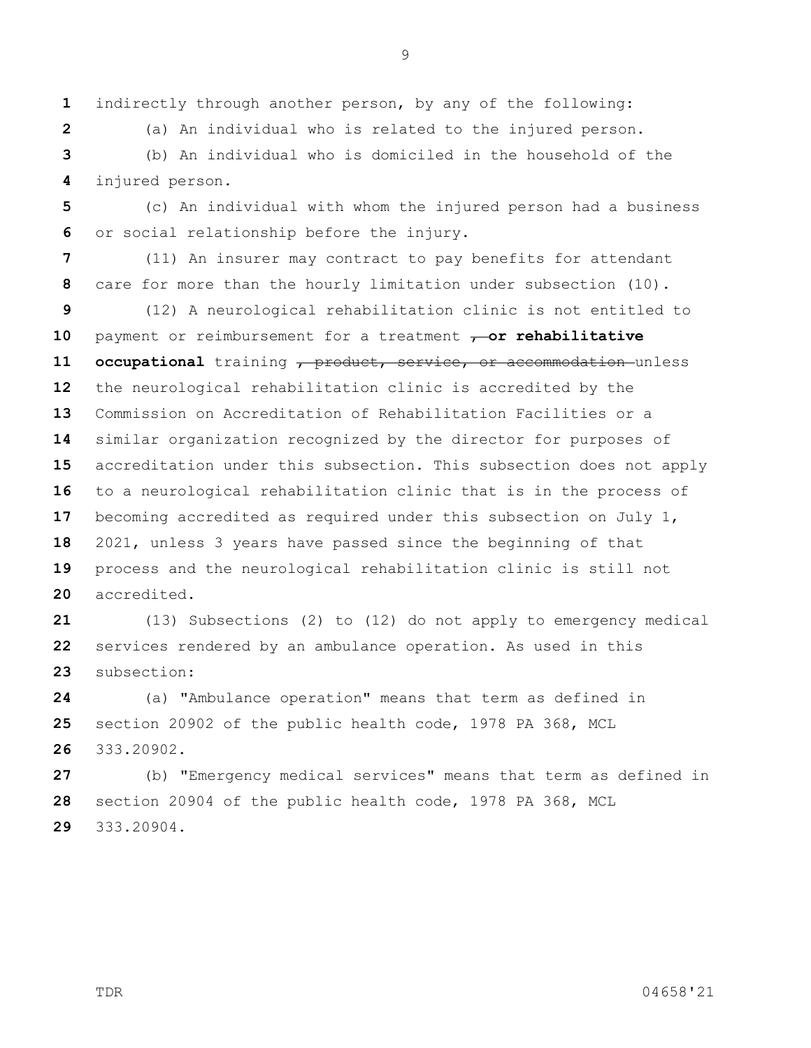indirectly through another person, by any of the following:

(a) An individual who is related to the injured person.

(b) An individual who is domiciled in the household of the injured person.

(c) An individual with whom the injured person had a business or social relationship before the injury.

(11) An insurer may contract to pay benefits for attendant care for more than the hourly limitation under subsection (10).

(12) A neurological rehabilitation clinic is not entitled to payment or reimbursement for a treatment ~~,~~ **or rehabilitative occupational** training ~~, product, service, or accommodation~~ unless the neurological rehabilitation clinic is accredited by the Commission on Accreditation of Rehabilitation Facilities or a similar organization recognized by the director for purposes of accreditation under this subsection. This subsection does not apply to a neurological rehabilitation clinic that is in the process of becoming accredited as required under this subsection on July 1, 2021, unless 3 years have passed since the beginning of that process and the neurological rehabilitation clinic is still not accredited.

(13) Subsections (2) to (12) do not apply to emergency medical services rendered by an ambulance operation. As used in this subsection:

(a) "Ambulance operation" means that term as defined in section 20902 of the public health code, 1978 PA 368, MCL 333.20902.

(b) "Emergency medical services" means that term as defined in section 20904 of the public health code, 1978 PA 368, MCL 333.20904.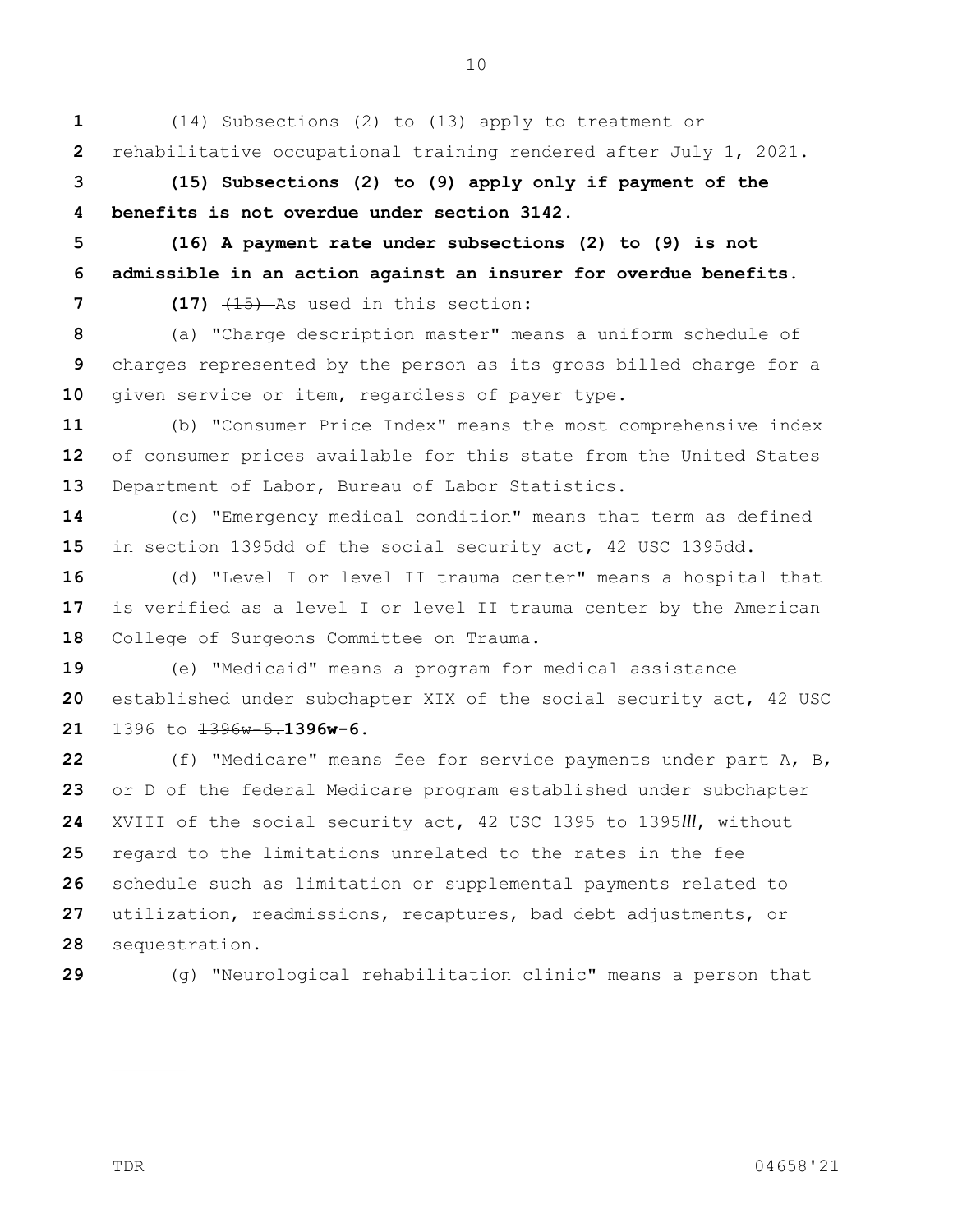(14) Subsections (2) to (13) apply to treatment or rehabilitative occupational training rendered after July 1, 2021.

**(15) Subsections (2) to (9) apply only if payment of the benefits is not overdue under section 3142.**

**(16) A payment rate under subsections (2) to (9) is not admissible in an action against an insurer for overdue benefits.**

**(17)** ~~(15)~~ As used in this section:

(a) "Charge description master" means a uniform schedule of charges represented by the person as its gross billed charge for a given service or item, regardless of payer type.

(b) "Consumer Price Index" means the most comprehensive index of consumer prices available for this state from the United States Department of Labor, Bureau of Labor Statistics.

(c) "Emergency medical condition" means that term as defined in section 1395dd of the social security act, 42 USC 1395dd.

(d) "Level I or level II trauma center" means a hospital that is verified as a level I or level II trauma center by the American College of Surgeons Committee on Trauma.

(e) "Medicaid" means a program for medical assistance established under subchapter XIX of the social security act, 42 USC 1396 to ~~1396w-5.~~ **1396w-6.**

(f) "Medicare" means fee for service payments under part A, B, or D of the federal Medicare program established under subchapter XVIII of the social security act, 42 USC 1395 to 1395*lll*, without regard to the limitations unrelated to the rates in the fee schedule such as limitation or supplemental payments related to utilization, readmissions, recaptures, bad debt adjustments, or sequestration.

(g) "Neurological rehabilitation clinic" means a person that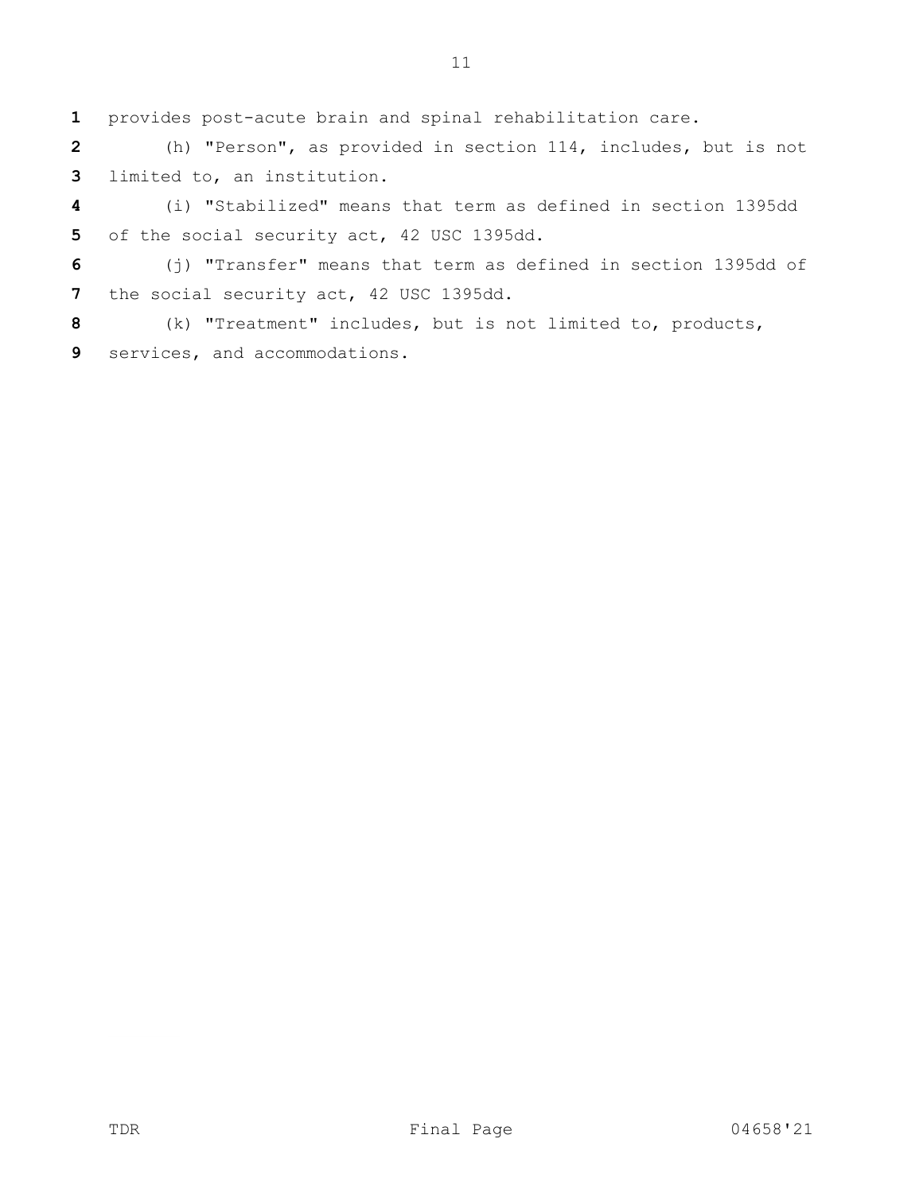provides post-acute brain and spinal rehabilitation care.

(h) "Person", as provided in section 114, includes, but is not limited to, an institution.

(i) "Stabilized" means that term as defined in section 1395dd of the social security act, 42 USC 1395dd.

(j) "Transfer" means that term as defined in section 1395dd of the social security act, 42 USC 1395dd.

(k) "Treatment" includes, but is not limited to, products, services, and accommodations.